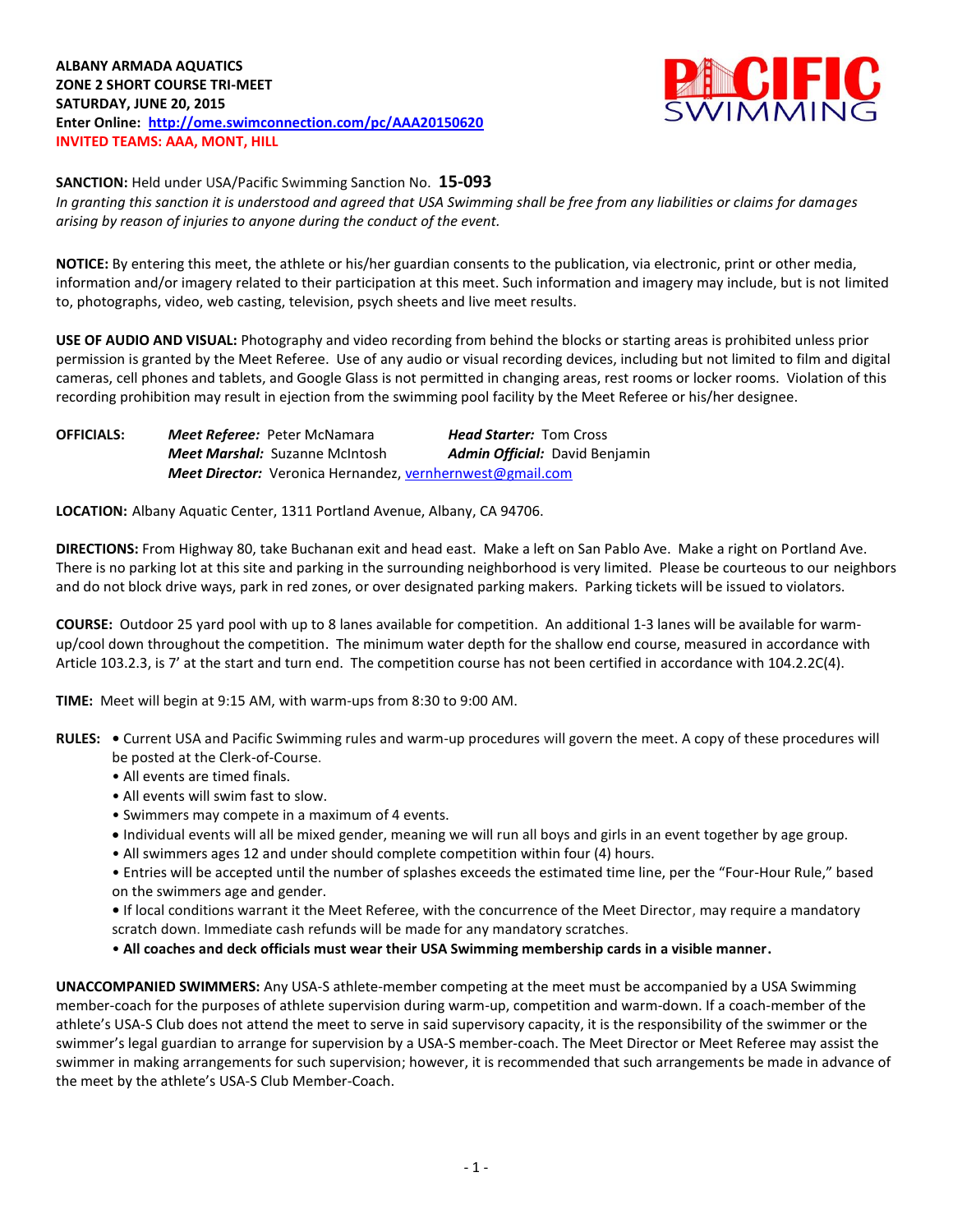**ALBANY ARMADA AQUATICS**
**ZONE 2 SHORT COURSE TRI-MEET**
**SATURDAY, JUNE 20, 2015**
**Enter Online: [http://ome.swimconnection.com/pc/AAA20150620](http://ome.swimconnection.com/pc/AAA20150620)**
**INVITED TEAMS: AAA, MONT, HILL**

PACIFIC SWIMMING

**SANCTION:** Held under USA/Pacific Swimming Sanction No. **15-093**
*In granting this sanction it is understood and agreed that USA Swimming shall be free from any liabilities or claims for damages arising by reason of injuries to anyone during the conduct of the event.*

**NOTICE:** By entering this meet, the athlete or his/her guardian consents to the publication, via electronic, print or other media, information and/or imagery related to their participation at this meet. Such information and imagery may include, but is not limited to, photographs, video, web casting, television, psych sheets and live meet results.

**USE OF AUDIO AND VISUAL:** Photography and video recording from behind the blocks or starting areas is prohibited unless prior permission is granted by the Meet Referee. Use of any audio or visual recording devices, including but not limited to film and digital cameras, cell phones and tablets, and Google Glass is not permitted in changing areas, rest rooms or locker rooms. Violation of this recording prohibition may result in ejection from the swimming pool facility by the Meet Referee or his/her designee.

**OFFICIALS:**
*Meet Referee:* Peter McNamara — *Head Starter:* Tom Cross
*Meet Marshal:* Suzanne McIntosh — *Admin Official:* David Benjamin
*Meet Director:* Veronica Hernandez, vernhernwest@gmail.com

**LOCATION:** Albany Aquatic Center, 1311 Portland Avenue, Albany, CA 94706.

**DIRECTIONS:** From Highway 80, take Buchanan exit and head east. Make a left on San Pablo Ave. Make a right on Portland Ave. There is no parking lot at this site and parking in the surrounding neighborhood is very limited. Please be courteous to our neighbors and do not block drive ways, park in red zones, or over designated parking makers. Parking tickets will be issued to violators.

**COURSE:** Outdoor 25 yard pool with up to 8 lanes available for competition. An additional 1-3 lanes will be available for warm-up/cool down throughout the competition. The minimum water depth for the shallow end course, measured in accordance with Article 103.2.3, is 7' at the start and turn end. The competition course has not been certified in accordance with 104.2.2C(4).

**TIME:** Meet will begin at 9:15 AM, with warm-ups from 8:30 to 9:00 AM.

**RULES:**
- Current USA and Pacific Swimming rules and warm-up procedures will govern the meet. A copy of these procedures will be posted at the Clerk-of-Course.
- All events are timed finals.
- All events will swim fast to slow.
- Swimmers may compete in a maximum of 4 events.
- Individual events will all be mixed gender, meaning we will run all boys and girls in an event together by age group.
- All swimmers ages 12 and under should complete competition within four (4) hours.
- Entries will be accepted until the number of splashes exceeds the estimated time line, per the "Four-Hour Rule," based on the swimmers age and gender.
- If local conditions warrant it the Meet Referee, with the concurrence of the Meet Director, may require a mandatory scratch down. Immediate cash refunds will be made for any mandatory scratches.
- **All coaches and deck officials must wear their USA Swimming membership cards in a visible manner.**

**UNACCOMPANIED SWIMMERS:** Any USA-S athlete-member competing at the meet must be accompanied by a USA Swimming member-coach for the purposes of athlete supervision during warm-up, competition and warm-down. If a coach-member of the athlete's USA-S Club does not attend the meet to serve in said supervisory capacity, it is the responsibility of the swimmer or the swimmer's legal guardian to arrange for supervision by a USA-S member-coach. The Meet Director or Meet Referee may assist the swimmer in making arrangements for such supervision; however, it is recommended that such arrangements be made in advance of the meet by the athlete's USA-S Club Member-Coach.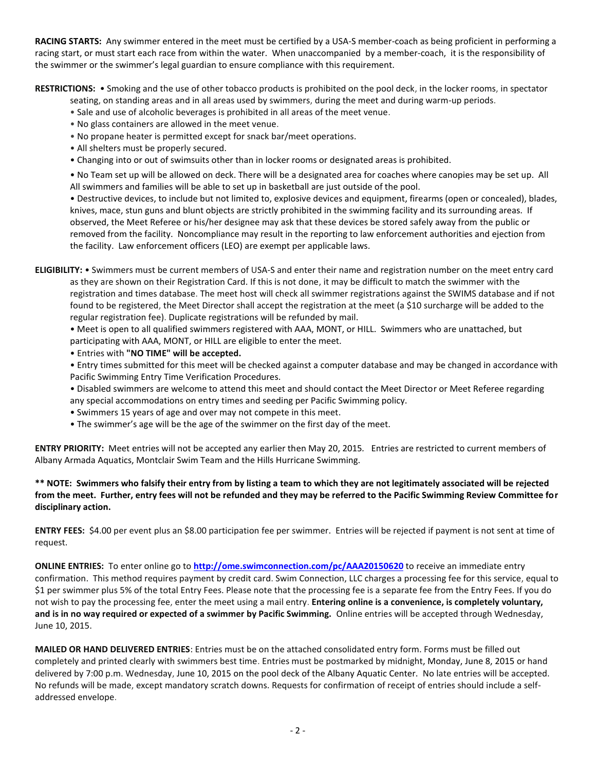**RACING STARTS:** Any swimmer entered in the meet must be certified by a USA-S member-coach as being proficient in performing a racing start, or must start each race from within the water. When unaccompanied by a member-coach, it is the responsibility of the swimmer or the swimmer's legal guardian to ensure compliance with this requirement.

**RESTRICTIONS:** • Smoking and the use of other tobacco products is prohibited on the pool deck, in the locker rooms, in spectator seating, on standing areas and in all areas used by swimmers, during the meet and during warm-up periods.

• Sale and use of alcoholic beverages is prohibited in all areas of the meet venue.
• No glass containers are allowed in the meet venue.
• No propane heater is permitted except for snack bar/meet operations.
• All shelters must be properly secured.
• Changing into or out of swimsuits other than in locker rooms or designated areas is prohibited.
• No Team set up will be allowed on deck. There will be a designated area for coaches where canopies may be set up. All All swimmers and families will be able to set up in basketball are just outside of the pool.
• Destructive devices, to include but not limited to, explosive devices and equipment, firearms (open or concealed), blades, knives, mace, stun guns and blunt objects are strictly prohibited in the swimming facility and its surrounding areas. If observed, the Meet Referee or his/her designee may ask that these devices be stored safely away from the public or removed from the facility. Noncompliance may result in the reporting to law enforcement authorities and ejection from the facility. Law enforcement officers (LEO) are exempt per applicable laws.

**ELIGIBILITY:** • Swimmers must be current members of USA-S and enter their name and registration number on the meet entry card as they are shown on their Registration Card. If this is not done, it may be difficult to match the swimmer with the registration and times database. The meet host will check all swimmer registrations against the SWIMS database and if not found to be registered, the Meet Director shall accept the registration at the meet (a $10 surcharge will be added to the regular registration fee). Duplicate registrations will be refunded by mail.

• Meet is open to all qualified swimmers registered with AAA, MONT, or HILL. Swimmers who are unattached, but participating with AAA, MONT, or HILL are eligible to enter the meet.
• Entries with **"NO TIME" will be accepted.**
• Entry times submitted for this meet will be checked against a computer database and may be changed in accordance with Pacific Swimming Entry Time Verification Procedures.
• Disabled swimmers are welcome to attend this meet and should contact the Meet Director or Meet Referee regarding any special accommodations on entry times and seeding per Pacific Swimming policy.
• Swimmers 15 years of age and over may not compete in this meet.
• The swimmer's age will be the age of the swimmer on the first day of the meet.

**ENTRY PRIORITY:** Meet entries will not be accepted any earlier then May 20, 2015. Entries are restricted to current members of Albany Armada Aquatics, Montclair Swim Team and the Hills Hurricane Swimming.

**** NOTE: Swimmers who falsify their entry from by listing a team to which they are not legitimately associated will be rejected from the meet. Further, entry fees will not be refunded and they may be referred to the Pacific Swimming Review Committee for disciplinary action.**

**ENTRY FEES:** $4.00 per event plus an $8.00 participation fee per swimmer. Entries will be rejected if payment is not sent at time of request.

**ONLINE ENTRIES:** To enter online go to **http://ome.swimconnection.com/pc/AAA20150620** to receive an immediate entry confirmation. This method requires payment by credit card. Swim Connection, LLC charges a processing fee for this service, equal to $1 per swimmer plus 5% of the total Entry Fees. Please note that the processing fee is a separate fee from the Entry Fees. If you do not wish to pay the processing fee, enter the meet using a mail entry. **Entering online is a convenience, is completely voluntary, and is in no way required or expected of a swimmer by Pacific Swimming.** Online entries will be accepted through Wednesday, June 10, 2015.

**MAILED OR HAND DELIVERED ENTRIES**: Entries must be on the attached consolidated entry form. Forms must be filled out completely and printed clearly with swimmers best time. Entries must be postmarked by midnight, Monday, June 8, 2015 or hand delivered by 7:00 p.m. Wednesday, June 10, 2015 on the pool deck of the Albany Aquatic Center. No late entries will be accepted. No refunds will be made, except mandatory scratch downs. Requests for confirmation of receipt of entries should include a self-addressed envelope.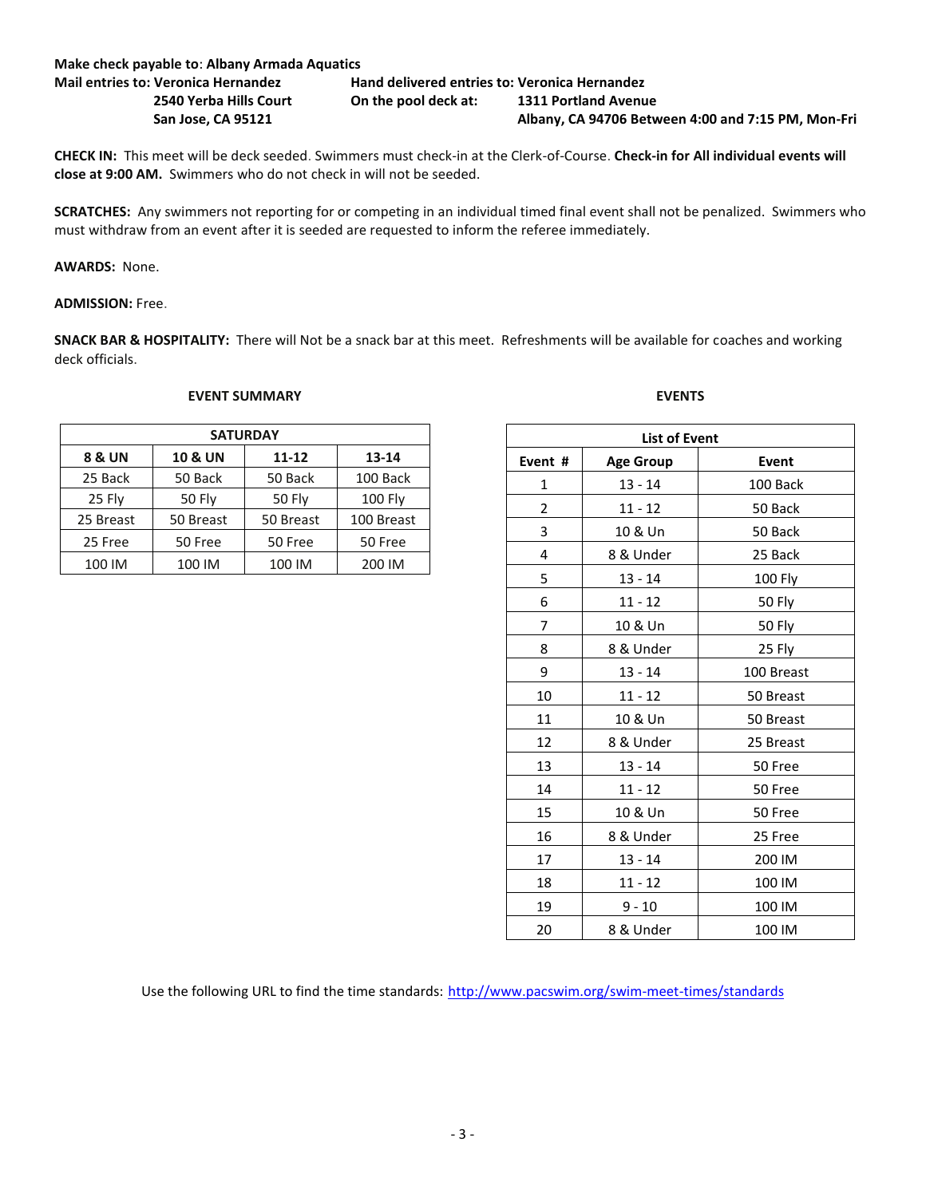**Make check payable to**: **Albany Armada Aquatics**

**Mail entries to: Veronica Hernandez**
**2540 Yerba Hills Court**
**San Jose, CA 95121**

**Hand delivered entries to: Veronica Hernandez**
**On the pool deck at: 1311 Portland Avenue**
**Albany, CA 94706 Between 4:00 and 7:15 PM, Mon-Fri**

**CHECK IN:** This meet will be deck seeded. Swimmers must check-in at the Clerk-of-Course. **Check-in for All individual events will close at 9:00 AM.** Swimmers who do not check in will not be seeded.

**SCRATCHES:** Any swimmers not reporting for or competing in an individual timed final event shall not be penalized. Swimmers who must withdraw from an event after it is seeded are requested to inform the referee immediately.

**AWARDS:** None.

**ADMISSION:** Free.

**SNACK BAR & HOSPITALITY:** There will Not be a snack bar at this meet. Refreshments will be available for coaches and working deck officials.

**EVENT SUMMARY**

| SATURDAY | | | |
|---|---|---|---|
| **8 & UN** | **10 & UN** | **11-12** | **13-14** |
| 25 Back | 50 Back | 50 Back | 100 Back |
| 25 Fly | 50 Fly | 50 Fly | 100 Fly |
| 25 Breast | 50 Breast | 50 Breast | 100 Breast |
| 25 Free | 50 Free | 50 Free | 50 Free |
| 100 IM | 100 IM | 100 IM | 200 IM |

**EVENTS**

| List of Event | | |
|---|---|---|
| **Event #** | **Age Group** | **Event** |
| 1 | 13 - 14 | 100 Back |
| 2 | 11 - 12 | 50 Back |
| 3 | 10 & Un | 50 Back |
| 4 | 8 & Under | 25 Back |
| 5 | 13 - 14 | 100 Fly |
| 6 | 11 - 12 | 50 Fly |
| 7 | 10 & Un | 50 Fly |
| 8 | 8 & Under | 25 Fly |
| 9 | 13 - 14 | 100 Breast |
| 10 | 11 - 12 | 50 Breast |
| 11 | 10 & Un | 50 Breast |
| 12 | 8 & Under | 25 Breast |
| 13 | 13 - 14 | 50 Free |
| 14 | 11 - 12 | 50 Free |
| 15 | 10 & Un | 50 Free |
| 16 | 8 & Under | 25 Free |
| 17 | 13 - 14 | 200 IM |
| 18 | 11 - 12 | 100 IM |
| 19 | 9 - 10 | 100 IM |
| 20 | 8 & Under | 100 IM |

Use the following URL to find the time standards: http://www.pacswim.org/swim-meet-times/standards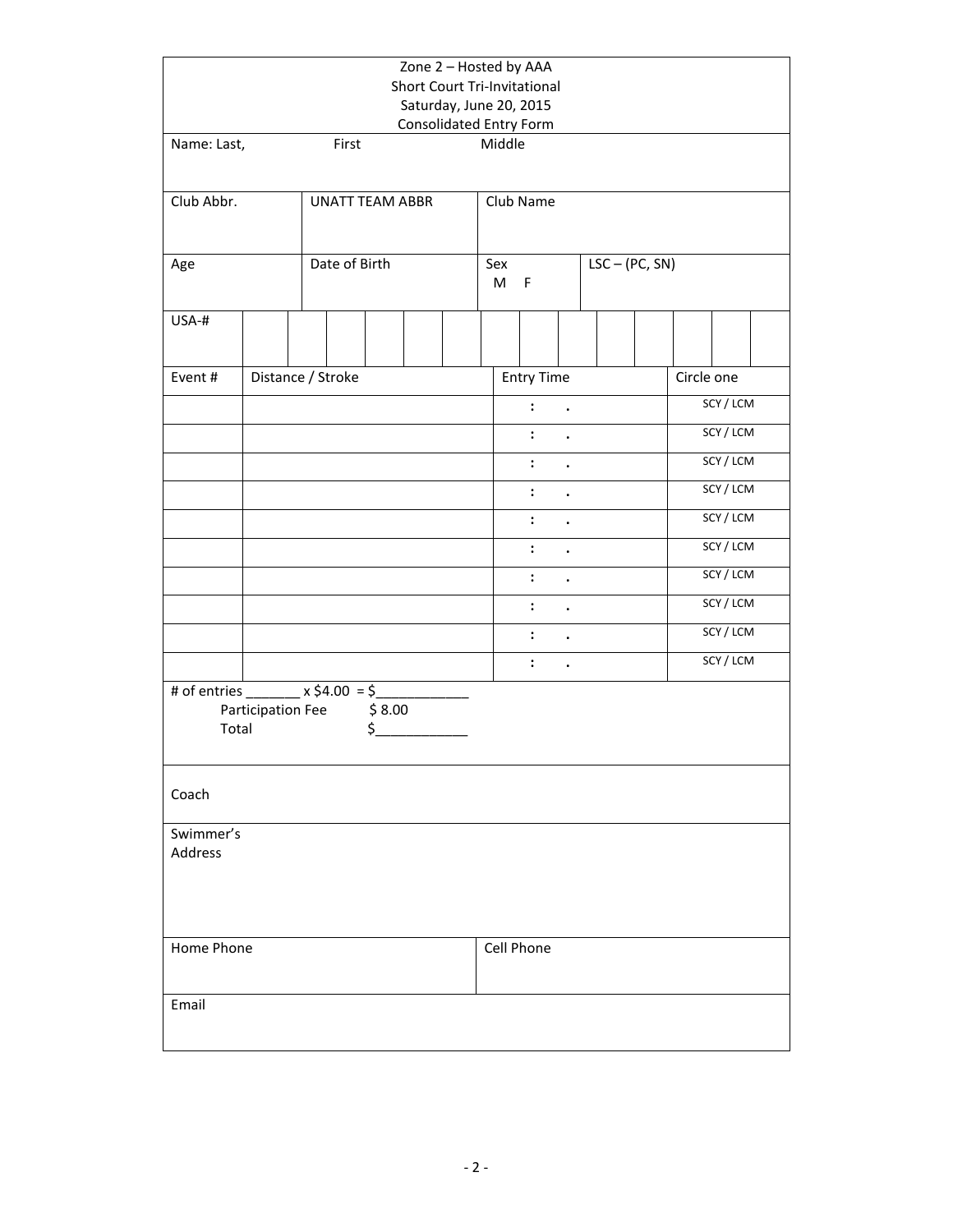Zone 2 – Hosted by AAA
Short Court Tri-Invitational
Saturday, June 20, 2015
Consolidated Entry Form

| | | | | | | | | | | | | | | |
|---|---|---|---|---|---|---|---|---|---|---|---|---|---|---|
| Name: Last, | | First | | | | | Middle | | | | | | | |
| Club Abbr. | | UNATT TEAM ABBR | | | | | Club Name | | | | | | | |
| Age | | Date of Birth | | | | | Sex M F | | | LSC – (PC, SN) | | | | |
| USA-# | | | | | | | | | | | | | | |

| Event # | Distance / Stroke | Entry Time | Circle one |
|---|---|---|---|
| | | : . | SCY / LCM |
| | | : . | SCY / LCM |
| | | : . | SCY / LCM |
| | | : . | SCY / LCM |
| | | : . | SCY / LCM |
| | | : . | SCY / LCM |
| | | : . | SCY / LCM |
| | | : . | SCY / LCM |
| | | : . | SCY / LCM |
| | | : . | SCY / LCM |

# of entries _______ x $4.00 = $____________
Participation Fee $ 8.00
Total $____________

Coach

Swimmer's Address

| | |
|---|---|
| Home Phone | Cell Phone |

Email